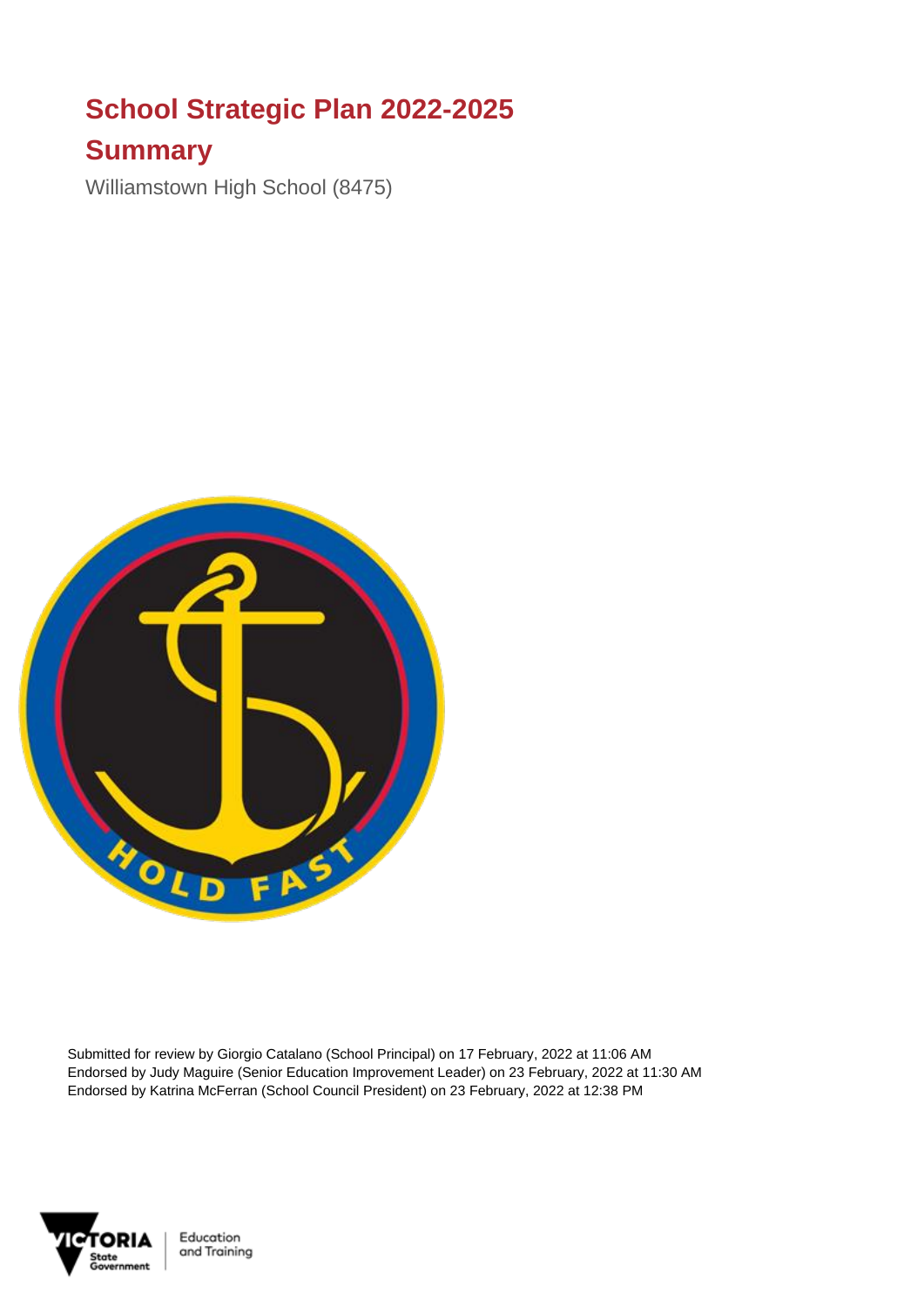# School Strategic Plan 2022-2025

## Summary

Williamstown High School (8475)

Submitted for review by Giorgio Catalano (School Principal) on 17 February, 2022 at 11:06 AM
Endorsed by Judy Maguire (Senior Education Improvement Leader) on 23 February, 2022 at 11:30 AM
Endorsed by Katrina McFerran (School Council President) on 23 February, 2022 at 12:38 PM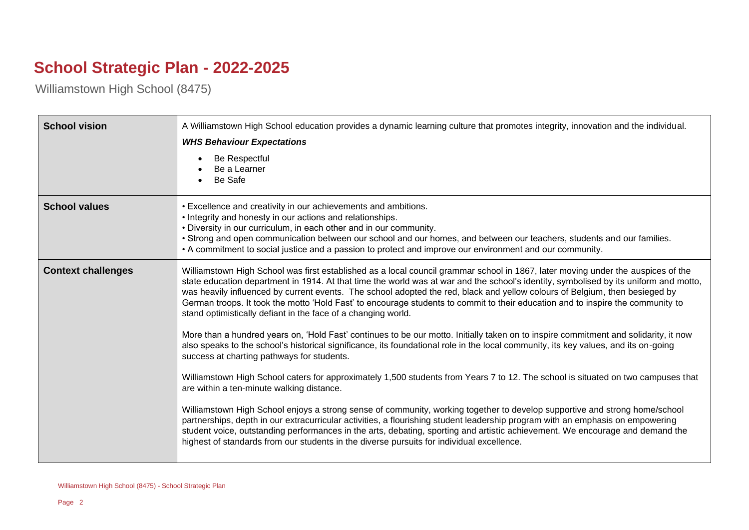# School Strategic Plan - 2022-2025

Williamstown High School (8475)

| | |
|---|---|
| **School vision** | A Williamstown High School education provides a dynamic learning culture that promotes integrity, innovation and the individual.<br>***WHS Behaviour Expectations***<br>• Be Respectful<br>• Be a Learner<br>• Be Safe |
| **School values** | • Excellence and creativity in our achievements and ambitions.<br>• Integrity and honesty in our actions and relationships.<br>• Diversity in our curriculum, in each other and in our community.<br>• Strong and open communication between our school and our homes, and between our teachers, students and our families.<br>• A commitment to social justice and a passion to protect and improve our environment and our community. |
| **Context challenges** | Williamstown High School was first established as a local council grammar school in 1867, later moving under the auspices of the state education department in 1914. At that time the world was at war and the school's identity, symbolised by its uniform and motto, was heavily influenced by current events. The school adopted the red, black and yellow colours of Belgium, then besieged by German troops. It took the motto 'Hold Fast' to encourage students to commit to their education and to inspire the community to stand optimistically defiant in the face of a changing world.<br><br>More than a hundred years on, 'Hold Fast' continues to be our motto. Initially taken on to inspire commitment and solidarity, it now also speaks to the school's historical significance, its foundational role in the local community, its key values, and its on-going success at charting pathways for students.<br><br>Williamstown High School caters for approximately 1,500 students from Years 7 to 12. The school is situated on two campuses that are within a ten-minute walking distance.<br><br>Williamstown High School enjoys a strong sense of community, working together to develop supportive and strong home/school partnerships, depth in our extracurricular activities, a flourishing student leadership program with an emphasis on empowering student voice, outstanding performances in the arts, debating, sporting and artistic achievement. We encourage and demand the highest of standards from our students in the diverse pursuits for individual excellence. |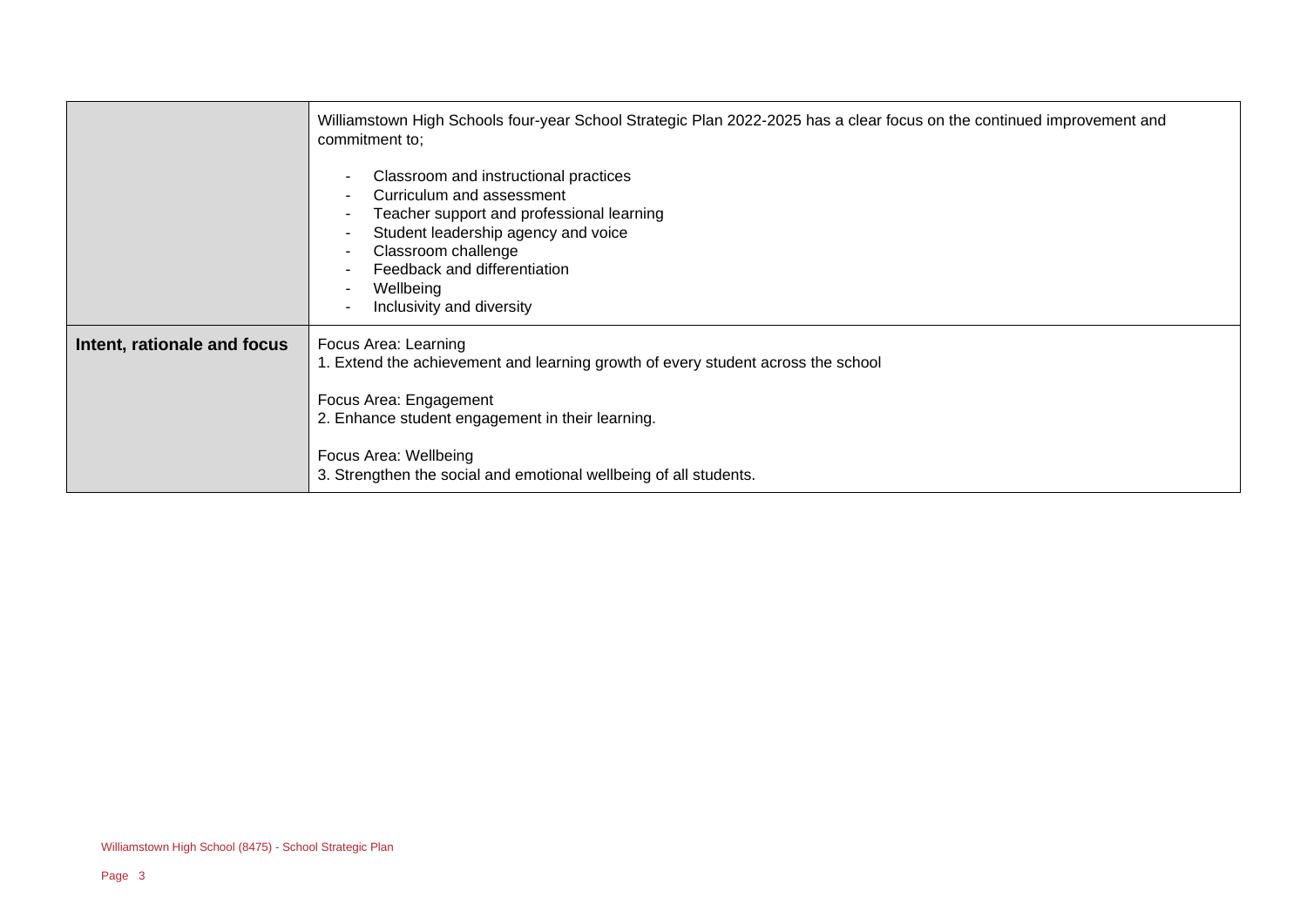| | |
|---|---|
| | Williamstown High Schools four-year School Strategic Plan 2022-2025 has a clear focus on the continued improvement and commitment to;<br><br>- Classroom and instructional practices<br>- Curriculum and assessment<br>- Teacher support and professional learning<br>- Student leadership agency and voice<br>- Classroom challenge<br>- Feedback and differentiation<br>- Wellbeing<br>- Inclusivity and diversity |
| **Intent, rationale and focus** | Focus Area: Learning<br>1. Extend the achievement and learning growth of every student across the school<br><br>Focus Area: Engagement<br>2. Enhance student engagement in their learning.<br><br>Focus Area: Wellbeing<br>3. Strengthen the social and emotional wellbeing of all students. |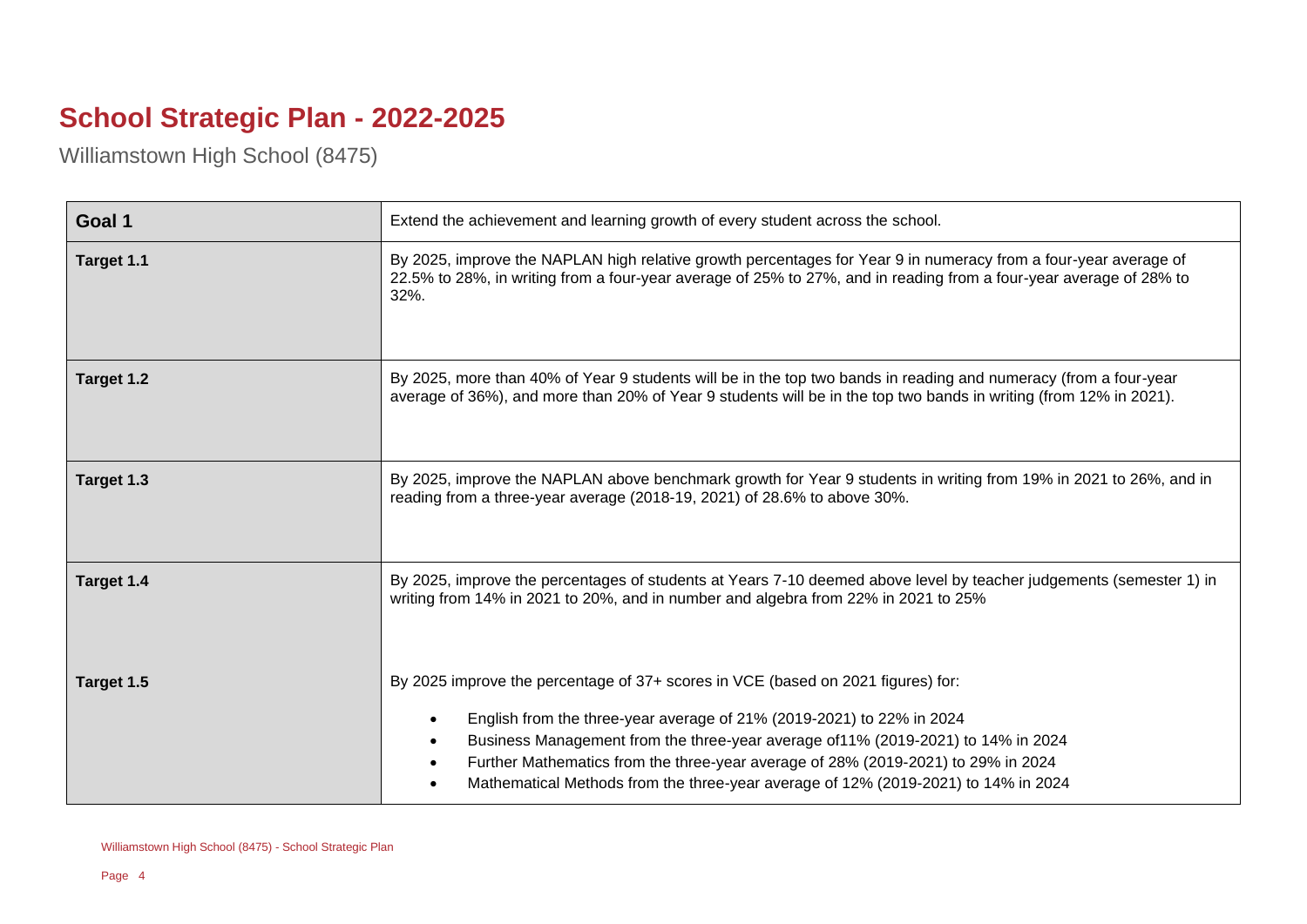# School Strategic Plan - 2022-2025

Williamstown High School (8475)

| Goal 1 | Extend the achievement and learning growth of every student across the school. |
|---|---|
| Target 1.1 | By 2025, improve the NAPLAN high relative growth percentages for Year 9 in numeracy from a four-year average of 22.5% to 28%, in writing from a four-year average of 25% to 27%, and in reading from a four-year average of 28% to 32%. |
| Target 1.2 | By 2025, more than 40% of Year 9 students will be in the top two bands in reading and numeracy (from a four-year average of 36%), and more than 20% of Year 9 students will be in the top two bands in writing (from 12% in 2021). |
| Target 1.3 | By 2025, improve the NAPLAN above benchmark growth for Year 9 students in writing from 19% in 2021 to 26%, and in reading from a three-year average (2018-19, 2021) of 28.6% to above 30%. |
| Target 1.4 | By 2025, improve the percentages of students at Years 7-10 deemed above level by teacher judgements (semester 1) in writing from 14% in 2021 to 20%, and in number and algebra from 22% in 2021 to 25% |
| Target 1.5 | By 2025 improve the percentage of 37+ scores in VCE (based on 2021 figures) for:<br><br>• English from the three-year average of 21% (2019-2021) to 22% in 2024<br>• Business Management from the three-year average of11% (2019-2021) to 14% in 2024<br>• Further Mathematics from the three-year average of 28% (2019-2021) to 29% in 2024<br>• Mathematical Methods from the three-year average of 12% (2019-2021) to 14% in 2024 |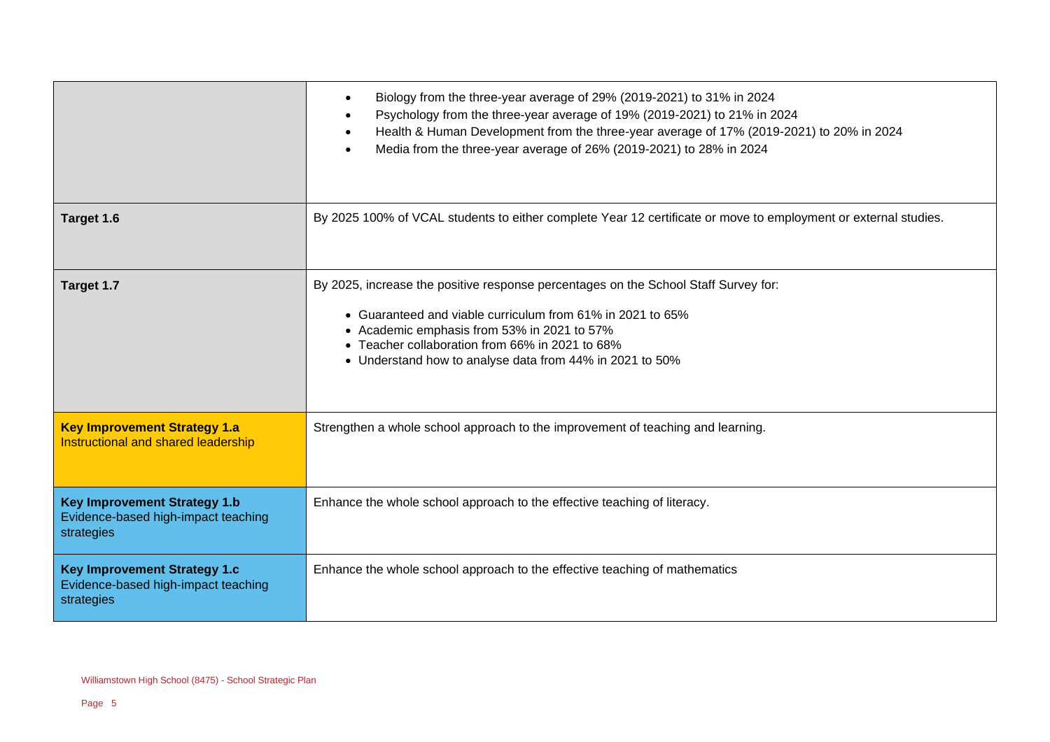| | |
|---|---|
| | <ul><li>Biology from the three-year average of 29% (2019-2021) to 31% in 2024</li><li>Psychology from the three-year average of 19% (2019-2021) to 21% in 2024</li><li>Health & Human Development from the three-year average of 17% (2019-2021) to 20% in 2024</li><li>Media from the three-year average of 26% (2019-2021) to 28% in 2024</li></ul> |
| **Target 1.6** | By 2025 100% of VCAL students to either complete Year 12 certificate or move to employment or external studies. |
| **Target 1.7** | By 2025, increase the positive response percentages on the School Staff Survey for:<ul><li>Guaranteed and viable curriculum from 61% in 2021 to 65%</li><li>Academic emphasis from 53% in 2021 to 57%</li><li>Teacher collaboration from 66% in 2021 to 68%</li><li>Understand how to analyse data from 44% in 2021 to 50%</li></ul> |
| **Key Improvement Strategy 1.a**<br>Instructional and shared leadership | Strengthen a whole school approach to the improvement of teaching and learning. |
| **Key Improvement Strategy 1.b**<br>Evidence-based high-impact teaching strategies | Enhance the whole school approach to the effective teaching of literacy. |
| **Key Improvement Strategy 1.c**<br>Evidence-based high-impact teaching strategies | Enhance the whole school approach to the effective teaching of mathematics |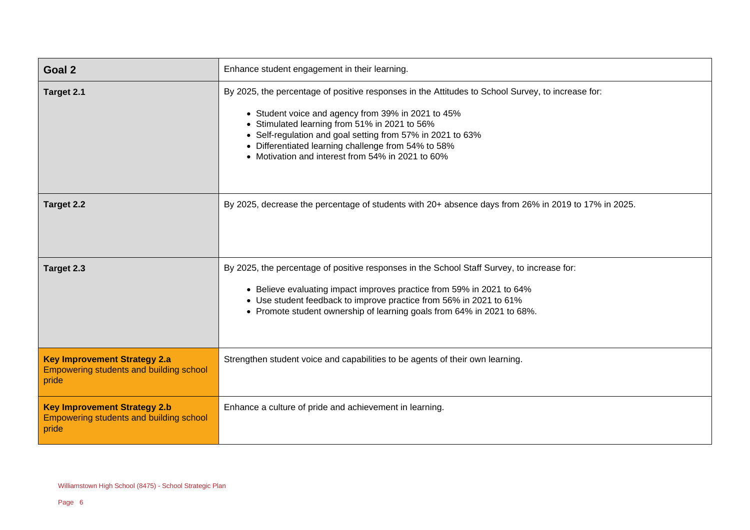| Goal 2 | Enhance student engagement in their learning. |
|---|---|
| **Target 2.1** | By 2025, the percentage of positive responses in the Attitudes to School Survey, to increase for:<br><br>• Student voice and agency from 39% in 2021 to 45%<br>• Stimulated learning from 51% in 2021 to 56%<br>• Self-regulation and goal setting from 57% in 2021 to 63%<br>• Differentiated learning challenge from 54% to 58%<br>• Motivation and interest from 54% in 2021 to 60% |
| **Target 2.2** | By 2025, decrease the percentage of students with 20+ absence days from 26% in 2019 to 17% in 2025. |
| **Target 2.3** | By 2025, the percentage of positive responses in the School Staff Survey, to increase for:<br><br>• Believe evaluating impact improves practice from 59% in 2021 to 64%<br>• Use student feedback to improve practice from 56% in 2021 to 61%<br>• Promote student ownership of learning goals from 64% in 2021 to 68%. |
| **Key Improvement Strategy 2.a**<br>Empowering students and building school pride | Strengthen student voice and capabilities to be agents of their own learning. |
| **Key Improvement Strategy 2.b**<br>Empowering students and building school pride | Enhance a culture of pride and achievement in learning. |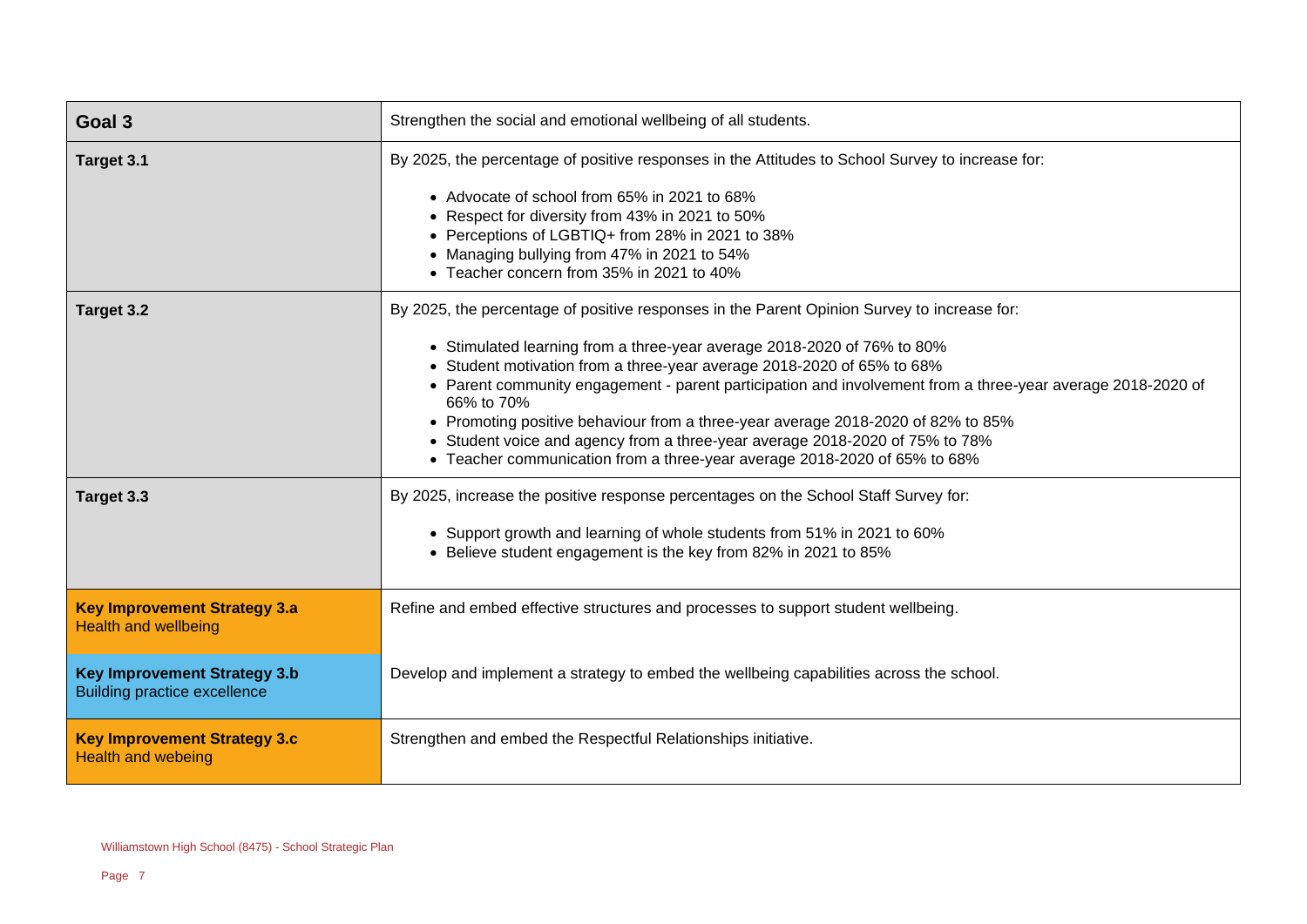| | |
|---|---|
| **Goal 3** | Strengthen the social and emotional wellbeing of all students. |
| **Target 3.1** | By 2025, the percentage of positive responses in the Attitudes to School Survey to increase for:<br>• Advocate of school from 65% in 2021 to 68%<br>• Respect for diversity from 43% in 2021 to 50%<br>• Perceptions of LGBTIQ+ from 28% in 2021 to 38%<br>• Managing bullying from 47% in 2021 to 54%<br>• Teacher concern from 35% in 2021 to 40% |
| **Target 3.2** | By 2025, the percentage of positive responses in the Parent Opinion Survey to increase for:<br>• Stimulated learning from a three-year average 2018-2020 of 76% to 80%<br>• Student motivation from a three-year average 2018-2020 of 65% to 68%<br>• Parent community engagement - parent participation and involvement from a three-year average 2018-2020 of 66% to 70%<br>• Promoting positive behaviour from a three-year average 2018-2020 of 82% to 85%<br>• Student voice and agency from a three-year average 2018-2020 of 75% to 78%<br>• Teacher communication from a three-year average 2018-2020 of 65% to 68% |
| **Target 3.3** | By 2025, increase the positive response percentages on the School Staff Survey for:<br>• Support growth and learning of whole students from 51% in 2021 to 60%<br>• Believe student engagement is the key from 82% in 2021 to 85% |
| **Key Improvement Strategy 3.a**<br>Health and wellbeing | Refine and embed effective structures and processes to support student wellbeing. |
| **Key Improvement Strategy 3.b**<br>Building practice excellence | Develop and implement a strategy to embed the wellbeing capabilities across the school. |
| **Key Improvement Strategy 3.c**<br>Health and webeing | Strengthen and embed the Respectful Relationships initiative. |